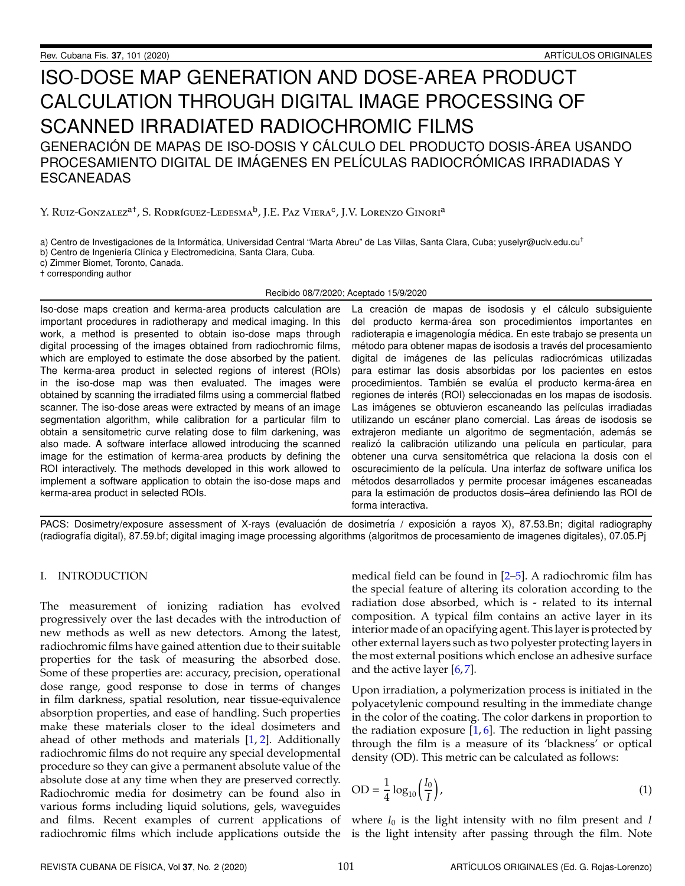# ISO-DOSE MAP GENERATION AND DOSE-AREA PRODUCT CALCULATION THROUGH DIGITAL IMAGE PROCESSING OF SCANNED IRRADIATED RADIOCHROMIC FILMS

## GENERACIÓN DE MAPAS DE ISO-DOSIS Y CÁLCULO DEL PRODUCTO DOSIS-ÁREA USANDO PROCESAMIENTO DIGITAL DE IMÁGENES EN PELÍCULAS RADIOCRÓMICAS IRRADIADAS Y ESCANEADAS

Y. Ruiz-Gonzalez[a†], S. Rodríguez-Ledesma[b], J.E. Paz Viera[c], J.V. Lorenzo Ginori[a]

a) Centro de Investigaciones de la Informática, Universidad Central "Marta Abreu" de Las Villas, Santa Clara, Cuba; yuselyr@uclv.edu.cu[†]
b) Centro de Ingeniería Clínica y Electromedicina, Santa Clara, Cuba.
c) Zimmer Biomet, Toronto, Canada.
† corresponding author

Recibido 08/7/2020; Aceptado 15/9/2020

Iso-dose maps creation and kerma-area products calculation are important procedures in radiotherapy and medical imaging. In this work, a method is presented to obtain iso-dose maps through digital processing of the images obtained from radiochromic films, which are employed to estimate the dose absorbed by the patient. The kerma-area product in selected regions of interest (ROIs) in the iso-dose map was then evaluated. The images were obtained by scanning the irradiated films using a commercial flatbed scanner. The iso-dose areas were extracted by means of an image segmentation algorithm, while calibration for a particular film to obtain a sensitometric curve relating dose to film darkening, was also made. A software interface allowed introducing the scanned image for the estimation of kerma-area products by defining the ROI interactively. The methods developed in this work allowed to implement a software application to obtain the iso-dose maps and kerma-area product in selected ROIs.

La creación de mapas de isodosis y el cálculo subsiguiente del producto kerma-área son procedimientos importantes en radioterapia e imagenología médica. En este trabajo se presenta un método para obtener mapas de isodosis a través del procesamiento digital de imágenes de las películas radiocrómicas utilizadas para estimar las dosis absorbidas por los pacientes en estos procedimientos. También se evalúa el producto kerma-área en regiones de interés (ROI) seleccionadas en los mapas de isodosis. Las imágenes se obtuvieron escaneando las películas irradiadas utilizando un escáner plano comercial. Las áreas de isodosis se extrajeron mediante un algoritmo de segmentación, además se realizó la calibración utilizando una película en particular, para obtener una curva sensitométrica que relaciona la dosis con el oscurecimiento de la película. Una interfaz de software unifica los métodos desarrollados y permite procesar imágenes escaneadas para la estimación de productos dosis–área definiendo las ROI de forma interactiva.

PACS: Dosimetry/exposure assessment of X-rays (evaluación de dosimetría / exposición a rayos X), 87.53.Bn; digital radiography (radiografía digital), 87.59.bf; digital imaging image processing algorithms (algoritmos de procesamiento de imagenes digitales), 07.05.Pj

## I. INTRODUCTION

The measurement of ionizing radiation has evolved progressively over the last decades with the introduction of new methods as well as new detectors. Among the latest, radiochromic films have gained attention due to their suitable properties for the task of measuring the absorbed dose. Some of these properties are: accuracy, precision, operational dose range, good response to dose in terms of changes in film darkness, spatial resolution, near tissue-equivalence absorption properties, and ease of handling. Such properties make these materials closer to the ideal dosimeters and ahead of other methods and materials [1, 2]. Additionally radiochromic films do not require any special developmental procedure so they can give a permanent absolute value of the absolute dose at any time when they are preserved correctly. Radiochromic media for dosimetry can be found also in various forms including liquid solutions, gels, waveguides and films. Recent examples of current applications of radiochromic films which include applications outside the medical field can be found in [2–5]. A radiochromic film has the special feature of altering its coloration according to the radiation dose absorbed, which is - related to its internal composition. A typical film contains an active layer in its interior made of an opacifying agent. This layer is protected by other external layers such as two polyester protecting layers in the most external positions which enclose an adhesive surface and the active layer [6,7].

Upon irradiation, a polymerization process is initiated in the polyacetylenic compound resulting in the immediate change in the color of the coating. The color darkens in proportion to the radiation exposure [1, 6]. The reduction in light passing through the film is a measure of its 'blackness' or optical density (OD). This metric can be calculated as follows:

$$\mathrm{OD} = \frac{1}{4}\log_{10}\left(\frac{I_0}{I}\right), \tag{1}$$

where $I_0$ is the light intensity with no film present and $I$ is the light intensity after passing through the film. Note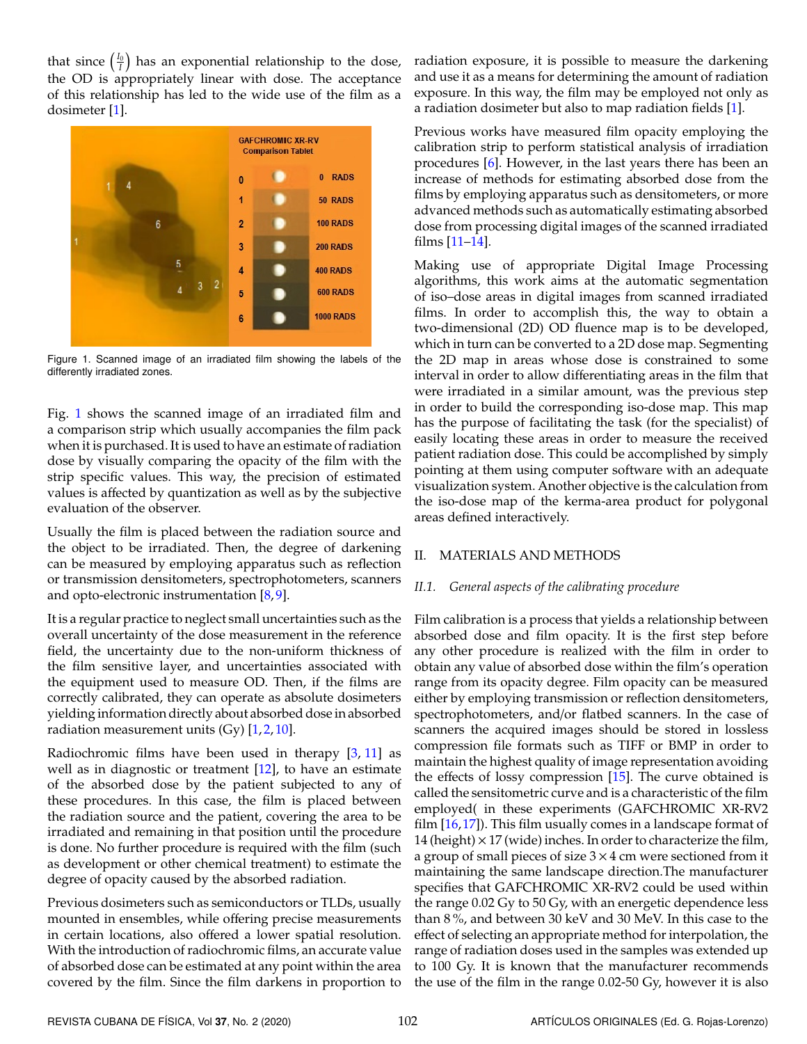that since $\left(\frac{I_0}{I}\right)$ has an exponential relationship to the dose, the OD is appropriately linear with dose. The acceptance of this relationship has led to the wide use of the film as a dosimeter [1].

Figure 1. Scanned image of an irradiated film showing the labels of the differently irradiated zones.

Fig. 1 shows the scanned image of an irradiated film and a comparison strip which usually accompanies the film pack when it is purchased. It is used to have an estimate of radiation dose by visually comparing the opacity of the film with the strip specific values. This way, the precision of estimated values is affected by quantization as well as by the subjective evaluation of the observer.

Usually the film is placed between the radiation source and the object to be irradiated. Then, the degree of darkening can be measured by employing apparatus such as reflection or transmission densitometers, spectrophotometers, scanners and opto-electronic instrumentation [8,9].

It is a regular practice to neglect small uncertainties such as the overall uncertainty of the dose measurement in the reference field, the uncertainty due to the non-uniform thickness of the film sensitive layer, and uncertainties associated with the equipment used to measure OD. Then, if the films are correctly calibrated, they can operate as absolute dosimeters yielding information directly about absorbed dose in absorbed radiation measurement units (Gy) [1,2,10].

Radiochromic films have been used in therapy [3,11] as well as in diagnostic or treatment [12], to have an estimate of the absorbed dose by the patient subjected to any of these procedures. In this case, the film is placed between the radiation source and the patient, covering the area to be irradiated and remaining in that position until the procedure is done. No further procedure is required with the film (such as development or other chemical treatment) to estimate the degree of opacity caused by the absorbed radiation.

Previous dosimeters such as semiconductors or TLDs, usually mounted in ensembles, while offering precise measurements in certain locations, also offered a lower spatial resolution. With the introduction of radiochromic films, an accurate value of absorbed dose can be estimated at any point within the area covered by the film. Since the film darkens in proportion to radiation exposure, it is possible to measure the darkening and use it as a means for determining the amount of radiation exposure. In this way, the film may be employed not only as a radiation dosimeter but also to map radiation fields [1].

Previous works have measured film opacity employing the calibration strip to perform statistical analysis of irradiation procedures [6]. However, in the last years there has been an increase of methods for estimating absorbed dose from the films by employing apparatus such as densitometers, or more advanced methods such as automatically estimating absorbed dose from processing digital images of the scanned irradiated films [11–14].

Making use of appropriate Digital Image Processing algorithms, this work aims at the automatic segmentation of iso–dose areas in digital images from scanned irradiated films. In order to accomplish this, the way to obtain a two-dimensional (2D) OD fluence map is to be developed, which in turn can be converted to a 2D dose map. Segmenting the 2D map in areas whose dose is constrained to some interval in order to allow differentiating areas in the film that were irradiated in a similar amount, was the previous step in order to build the corresponding iso-dose map. This map has the purpose of facilitating the task (for the specialist) of easily locating these areas in order to measure the received patient radiation dose. This could be accomplished by simply pointing at them using computer software with an adequate visualization system. Another objective is the calculation from the iso-dose map of the kerma-area product for polygonal areas defined interactively.

## II. MATERIALS AND METHODS

### II.1. *General aspects of the calibrating procedure*

Film calibration is a process that yields a relationship between absorbed dose and film opacity. It is the first step before any other procedure is realized with the film in order to obtain any value of absorbed dose within the film's operation range from its opacity degree. Film opacity can be measured either by employing transmission or reflection densitometers, spectrophotometers, and/or flatbed scanners. In the case of scanners the acquired images should be stored in lossless compression file formats such as TIFF or BMP in order to maintain the highest quality of image representation avoiding the effects of lossy compression [15]. The curve obtained is called the sensitometric curve and is a characteristic of the film employed( in these experiments (GAFCHROMIC XR-RV2 film [16,17]). This film usually comes in a landscape format of 14 (height) × 17 (wide) inches. In order to characterize the film, a group of small pieces of size 3 × 4 cm were sectioned from it maintaining the same landscape direction.The manufacturer specifies that GAFCHROMIC XR-RV2 could be used within the range 0.02 Gy to 50 Gy, with an energetic dependence less than 8 %, and between 30 keV and 30 MeV. In this case to the effect of selecting an appropriate method for interpolation, the range of radiation doses used in the samples was extended up to 100 Gy. It is known that the manufacturer recommends the use of the film in the range 0.02-50 Gy, however it is also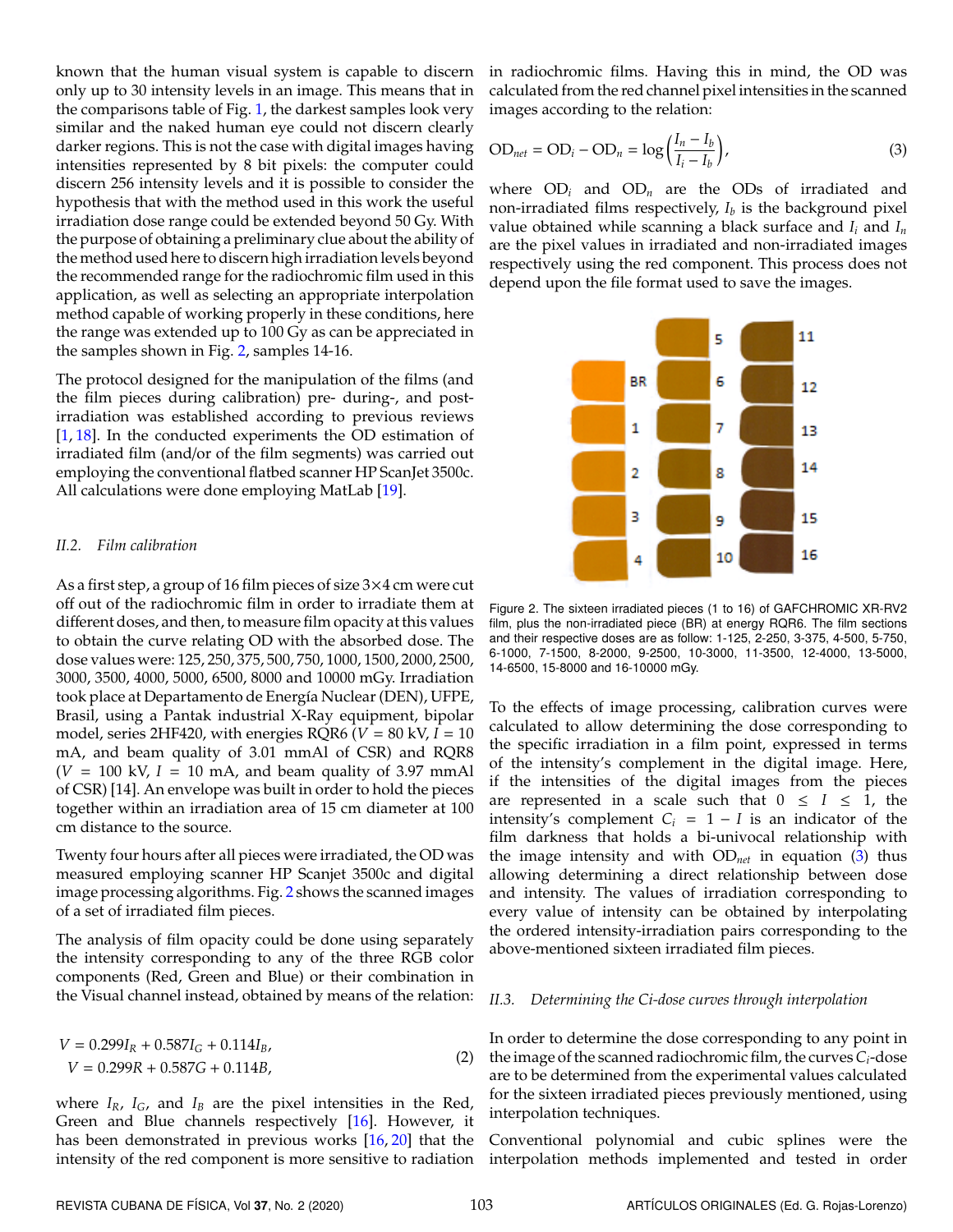known that the human visual system is capable to discern only up to 30 intensity levels in an image. This means that in the comparisons table of Fig. 1, the darkest samples look very similar and the naked human eye could not discern clearly darker regions. This is not the case with digital images having intensities represented by 8 bit pixels: the computer could discern 256 intensity levels and it is possible to consider the hypothesis that with the method used in this work the useful irradiation dose range could be extended beyond 50 Gy. With the purpose of obtaining a preliminary clue about the ability of the method used here to discern high irradiation levels beyond the recommended range for the radiochromic film used in this application, as well as selecting an appropriate interpolation method capable of working properly in these conditions, here the range was extended up to 100 Gy as can be appreciated in the samples shown in Fig. 2, samples 14-16.

The protocol designed for the manipulation of the films (and the film pieces during calibration) pre- during-, and post-irradiation was established according to previous reviews [1, 18]. In the conducted experiments the OD estimation of irradiated film (and/or of the film segments) was carried out employing the conventional flatbed scanner HP ScanJet 3500c. All calculations were done employing MatLab [19].

### II.2. *Film calibration*

As a first step, a group of 16 film pieces of size 3×4 cm were cut off out of the radiochromic film in order to irradiate them at different doses, and then, to measure film opacity at this values to obtain the curve relating OD with the absorbed dose. The dose values were: 125, 250, 375, 500, 750, 1000, 1500, 2000, 2500, 3000, 3500, 4000, 5000, 6500, 8000 and 10000 mGy. Irradiation took place at Departamento de Energía Nuclear (DEN), UFPE, Brasil, using a Pantak industrial X-Ray equipment, bipolar model, series 2HF420, with energies RQR6 ($V$ = 80 kV, $I$ = 10 mA, and beam quality of 3.01 mmAl of CSR) and RQR8 ($V$ = 100 kV, $I$ = 10 mA, and beam quality of 3.97 mmAl of CSR) [14]. An envelope was built in order to hold the pieces together within an irradiation area of 15 cm diameter at 100 cm distance to the source.

Twenty four hours after all pieces were irradiated, the OD was measured employing scanner HP Scanjet 3500c and digital image processing algorithms. Fig. 2 shows the scanned images of a set of irradiated film pieces.

The analysis of film opacity could be done using separately the intensity corresponding to any of the three RGB color components (Red, Green and Blue) or their combination in the Visual channel instead, obtained by means of the relation:

$$\begin{aligned} V &= 0.299 I_R + 0.587 I_G + 0.114 I_B, \\ V &= 0.299 R + 0.587 G + 0.114 B, \end{aligned} \tag{2}$$

where $I_R$, $I_G$, and $I_B$ are the pixel intensities in the Red, Green and Blue channels respectively [16]. However, it has been demonstrated in previous works [16, 20] that the intensity of the red component is more sensitive to radiation in radiochromic films. Having this in mind, the OD was calculated from the red channel pixel intensities in the scanned images according to the relation:

$$\mathrm{OD}_{net} = \mathrm{OD}_i - \mathrm{OD}_n = \log\left(\frac{I_n - I_b}{I_i - I_b}\right), \tag{3}$$

where $\mathrm{OD}_i$ and $\mathrm{OD}_n$ are the ODs of irradiated and non-irradiated films respectively, $I_b$ is the background pixel value obtained while scanning a black surface and $I_i$ and $I_n$ are the pixel values in irradiated and non-irradiated images respectively using the red component. This process does not depend upon the file format used to save the images.

Figure 2. The sixteen irradiated pieces (1 to 16) of GAFCHROMIC XR-RV2 film, plus the non-irradiated piece (BR) at energy RQR6. The film sections and their respective doses are as follow: 1-125, 2-250, 3-375, 4-500, 5-750, 6-1000, 7-1500, 8-2000, 9-2500, 10-3000, 11-3500, 12-4000, 13-5000, 14-6500, 15-8000 and 16-10000 mGy.

To the effects of image processing, calibration curves were calculated to allow determining the dose corresponding to the specific irradiation in a film point, expressed in terms of the intensity's complement in the digital image. Here, if the intensities of the digital images from the pieces are represented in a scale such that $0 \leq I \leq 1$, the intensity's complement $C_i = 1 - I$ is an indicator of the film darkness that holds a bi-univocal relationship with the image intensity and with $\mathrm{OD}_{net}$ in equation (3) thus allowing determining a direct relationship between dose and intensity. The values of irradiation corresponding to every value of intensity can be obtained by interpolating the ordered intensity-irradiation pairs corresponding to the above-mentioned sixteen irradiated film pieces.

### II.3. *Determining the Ci-dose curves through interpolation*

In order to determine the dose corresponding to any point in the image of the scanned radiochromic film, the curves $C_i$-dose are to be determined from the experimental values calculated for the sixteen irradiated pieces previously mentioned, using interpolation techniques.

Conventional polynomial and cubic splines were the interpolation methods implemented and tested in order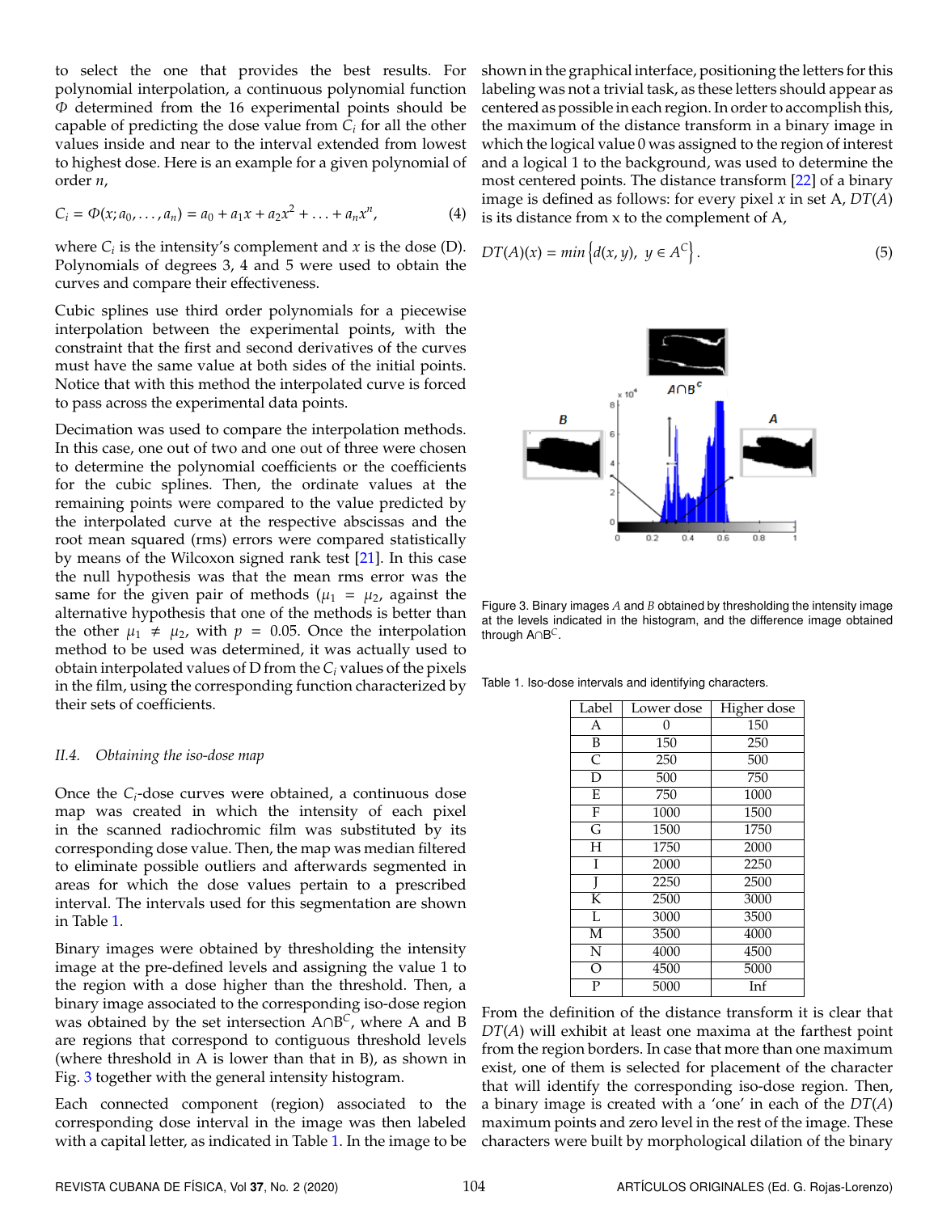to select the one that provides the best results. For polynomial interpolation, a continuous polynomial function $\Phi$ determined from the 16 experimental points should be capable of predicting the dose value from $C_i$ for all the other values inside and near to the interval extended from lowest to highest dose. Here is an example for a given polynomial of order $n$,

$$C_i = \Phi(x; a_0, \ldots, a_n) = a_0 + a_1 x + a_2 x^2 + \ldots + a_n x^n, \tag{4}$$

where $C_i$ is the intensity's complement and $x$ is the dose (D). Polynomials of degrees 3, 4 and 5 were used to obtain the curves and compare their effectiveness.

Cubic splines use third order polynomials for a piecewise interpolation between the experimental points, with the constraint that the first and second derivatives of the curves must have the same value at both sides of the initial points. Notice that with this method the interpolated curve is forced to pass across the experimental data points.

Decimation was used to compare the interpolation methods. In this case, one out of two and one out of three were chosen to determine the polynomial coefficients or the coefficients for the cubic splines. Then, the ordinate values at the remaining points were compared to the value predicted by the interpolated curve at the respective abscissas and the root mean squared (rms) errors were compared statistically by means of the Wilcoxon signed rank test [21]. In this case the null hypothesis was that the mean rms error was the same for the given pair of methods ($\mu_1 = \mu_2$, against the alternative hypothesis that one of the methods is better than the other $\mu_1 \neq \mu_2$, with $p = 0.05$. Once the interpolation method to be used was determined, it was actually used to obtain interpolated values of D from the $C_i$ values of the pixels in the film, using the corresponding function characterized by their sets of coefficients.

### *II.4. Obtaining the iso-dose map*

Once the $C_i$-dose curves were obtained, a continuous dose map was created in which the intensity of each pixel in the scanned radiochromic film was substituted by its corresponding dose value. Then, the map was median filtered to eliminate possible outliers and afterwards segmented in areas for which the dose values pertain to a prescribed interval. The intervals used for this segmentation are shown in Table 1.

Binary images were obtained by thresholding the intensity image at the pre-defined levels and assigning the value 1 to the region with a dose higher than the threshold. Then, a binary image associated to the corresponding iso-dose region was obtained by the set intersection $A \cap B^C$, where A and B are regions that correspond to contiguous threshold levels (where threshold in A is lower than that in B), as shown in Fig. 3 together with the general intensity histogram.

Each connected component (region) associated to the corresponding dose interval in the image was then labeled with a capital letter, as indicated in Table 1. In the image to be shown in the graphical interface, positioning the letters for this labeling was not a trivial task, as these letters should appear as centered as possible in each region. In order to accomplish this, the maximum of the distance transform in a binary image in which the logical value 0 was assigned to the region of interest and a logical 1 to the background, was used to determine the most centered points. The distance transform [22] of a binary image is defined as follows: for every pixel $x$ in set A, $DT(A)$ is its distance from x to the complement of A,

$$DT(A)(x) = min\left\{d(x, y),\ y \in A^C\right\}. \tag{5}$$

Figure 3. Binary images $A$ and $B$ obtained by thresholding the intensity image at the levels indicated in the histogram, and the difference image obtained through $A \cap B^C$.

Table 1. Iso-dose intervals and identifying characters.

| Label | Lower dose | Higher dose |
|---|---|---|
| A | 0 | 150 |
| B | 150 | 250 |
| C | 250 | 500 |
| D | 500 | 750 |
| E | 750 | 1000 |
| F | 1000 | 1500 |
| G | 1500 | 1750 |
| H | 1750 | 2000 |
| I | 2000 | 2250 |
| J | 2250 | 2500 |
| K | 2500 | 3000 |
| L | 3000 | 3500 |
| M | 3500 | 4000 |
| N | 4000 | 4500 |
| O | 4500 | 5000 |
| P | 5000 | Inf |

From the definition of the distance transform it is clear that $DT(A)$ will exhibit at least one maxima at the farthest point from the region borders. In case that more than one maximum exist, one of them is selected for placement of the character that will identify the corresponding iso-dose region. Then, a binary image is created with a 'one' in each of the $DT(A)$ maximum points and zero level in the rest of the image. These characters were built by morphological dilation of the binary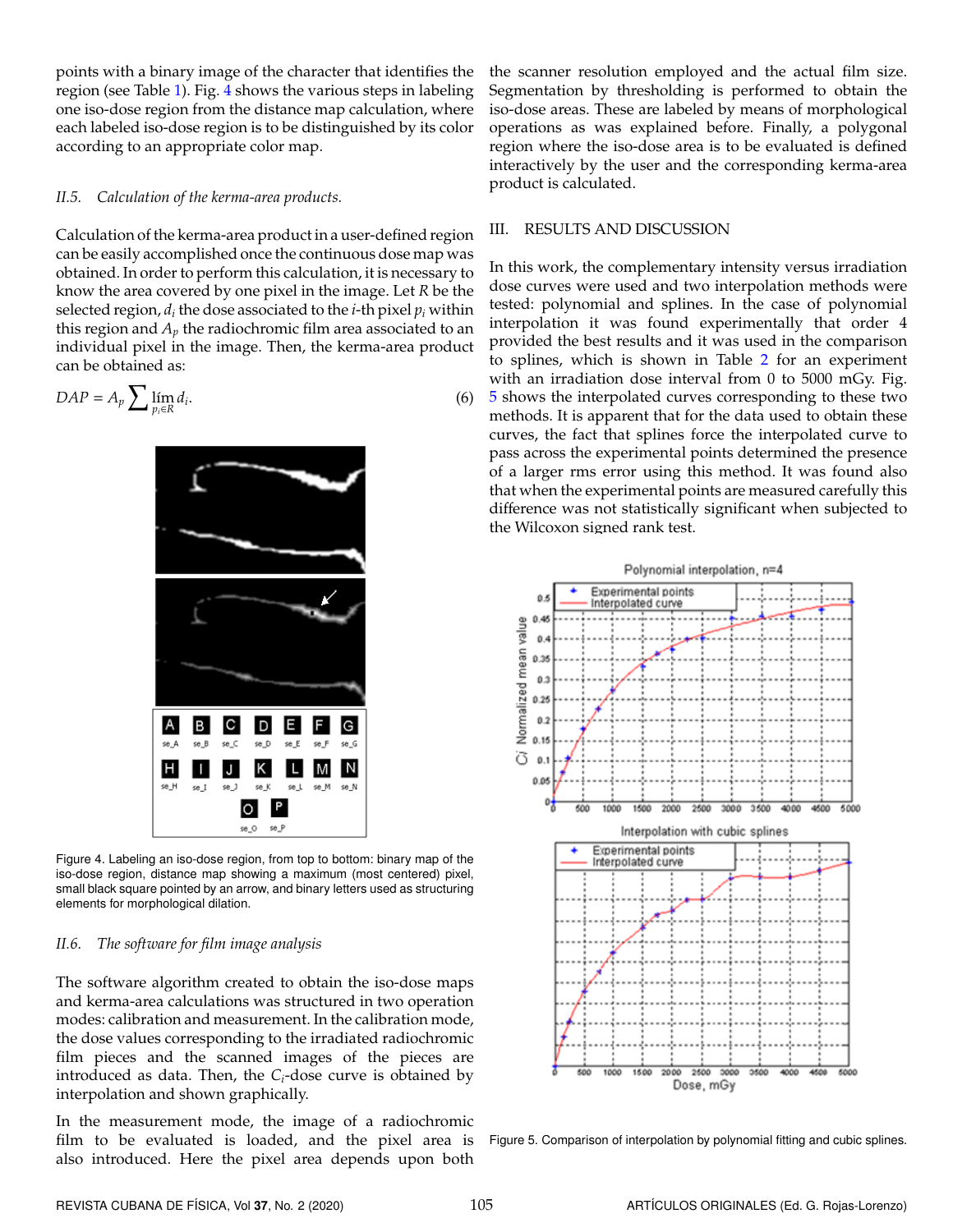points with a binary image of the character that identifies the region (see Table 1). Fig. 4 shows the various steps in labeling one iso-dose region from the distance map calculation, where each labeled iso-dose region is to be distinguished by its color according to an appropriate color map.

### II.5. Calculation of the kerma-area products.

Calculation of the kerma-area product in a user-defined region can be easily accomplished once the continuous dose map was obtained. In order to perform this calculation, it is necessary to know the area covered by one pixel in the image. Let $R$ be the selected region, $d_i$ the dose associated to the $i$-th pixel $p_i$ within this region and $A_p$ the radiochromic film area associated to an individual pixel in the image. Then, the kerma-area product can be obtained as:

$$DAP = A_p \sum_{p_i \in R} \text{lím}\, d_i. \tag{6}$$

Figure 4. Labeling an iso-dose region, from top to bottom: binary map of the iso-dose region, distance map showing a maximum (most centered) pixel, small black square pointed by an arrow, and binary letters used as structuring elements for morphological dilation.

### II.6. The software for film image analysis

The software algorithm created to obtain the iso-dose maps and kerma-area calculations was structured in two operation modes: calibration and measurement. In the calibration mode, the dose values corresponding to the irradiated radiochromic film pieces and the scanned images of the pieces are introduced as data. Then, the $C_i$-dose curve is obtained by interpolation and shown graphically.

In the measurement mode, the image of a radiochromic film to be evaluated is loaded, and the pixel area is also introduced. Here the pixel area depends upon both the scanner resolution employed and the actual film size. Segmentation by thresholding is performed to obtain the iso-dose areas. These are labeled by means of morphological operations as was explained before. Finally, a polygonal region where the iso-dose area is to be evaluated is defined interactively by the user and the corresponding kerma-area product is calculated.

## III. RESULTS AND DISCUSSION

In this work, the complementary intensity versus irradiation dose curves were used and two interpolation methods were tested: polynomial and splines. In the case of polynomial interpolation it was found experimentally that order 4 provided the best results and it was used in the comparison to splines, which is shown in Table 2 for an experiment with an irradiation dose interval from 0 to 5000 mGy. Fig. 5 shows the interpolated curves corresponding to these two methods. It is apparent that for the data used to obtain these curves, the fact that splines force the interpolated curve to pass across the experimental points determined the presence of a larger rms error using this method. It was found also that when the experimental points are measured carefully this difference was not statistically significant when subjected to the Wilcoxon signed rank test.

Figure 5. Comparison of interpolation by polynomial fitting and cubic splines.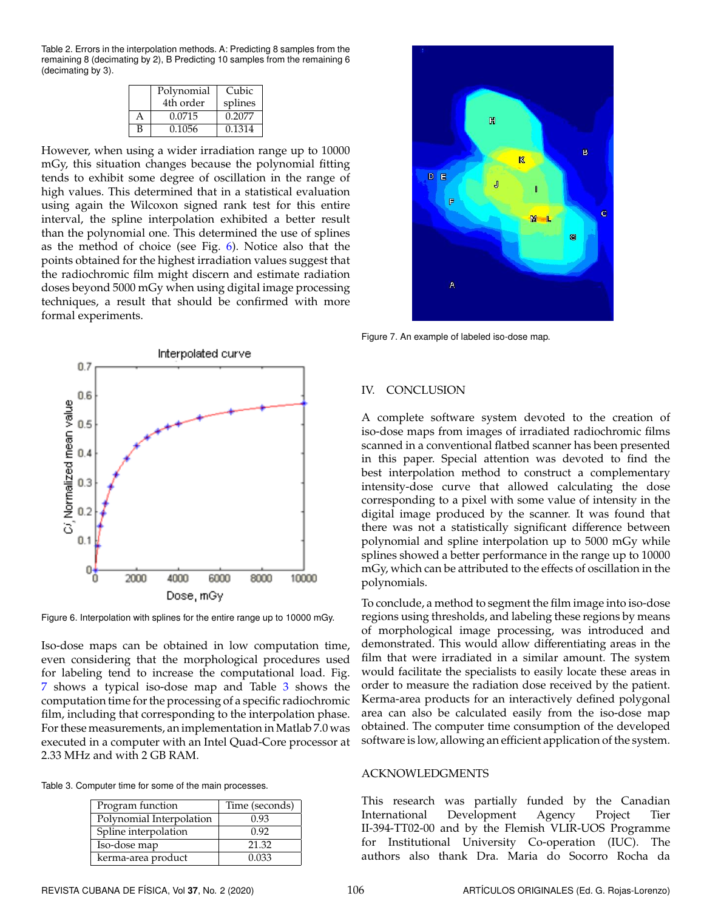Table 2. Errors in the interpolation methods. A: Predicting 8 samples from the remaining 8 (decimating by 2), B Predicting 10 samples from the remaining 6 (decimating by 3).

| | Polynomial 4th order | Cubic splines |
|---|---|---|
| A | 0.0715 | 0.2077 |
| B | 0.1056 | 0.1314 |

However, when using a wider irradiation range up to 10000 mGy, this situation changes because the polynomial fitting tends to exhibit some degree of oscillation in the range of high values. This determined that in a statistical evaluation using again the Wilcoxon signed rank test for this entire interval, the spline interpolation exhibited a better result than the polynomial one. This determined the use of splines as the method of choice (see Fig. 6). Notice also that the points obtained for the highest irradiation values suggest that the radiochromic film might discern and estimate radiation doses beyond 5000 mGy when using digital image processing techniques, a result that should be confirmed with more formal experiments.

Figure 6. Interpolation with splines for the entire range up to 10000 mGy.

Iso-dose maps can be obtained in low computation time, even considering that the morphological procedures used for labeling tend to increase the computational load. Fig. 7 shows a typical iso-dose map and Table 3 shows the computation time for the processing of a specific radiochromic film, including that corresponding to the interpolation phase. For these measurements, an implementation in Matlab 7.0 was executed in a computer with an Intel Quad-Core processor at 2.33 MHz and with 2 GB RAM.

Table 3. Computer time for some of the main processes.

| Program function | Time (seconds) |
|---|---|
| Polynomial Interpolation | 0.93 |
| Spline interpolation | 0.92 |
| Iso-dose map | 21.32 |
| kerma-area product | 0.033 |

Figure 7. An example of labeled iso-dose map.

## IV. CONCLUSION

A complete software system devoted to the creation of iso-dose maps from images of irradiated radiochromic films scanned in a conventional flatbed scanner has been presented in this paper. Special attention was devoted to find the best interpolation method to construct a complementary intensity-dose curve that allowed calculating the dose corresponding to a pixel with some value of intensity in the digital image produced by the scanner. It was found that there was not a statistically significant difference between polynomial and spline interpolation up to 5000 mGy while splines showed a better performance in the range up to 10000 mGy, which can be attributed to the effects of oscillation in the polynomials.

To conclude, a method to segment the film image into iso-dose regions using thresholds, and labeling these regions by means of morphological image processing, was introduced and demonstrated. This would allow differentiating areas in the film that were irradiated in a similar amount. The system would facilitate the specialists to easily locate these areas in order to measure the radiation dose received by the patient. Kerma-area products for an interactively defined polygonal area can also be calculated easily from the iso-dose map obtained. The computer time consumption of the developed software is low, allowing an efficient application of the system.

## ACKNOWLEDGMENTS

This research was partially funded by the Canadian International Development Agency Project Tier II-394-TT02-00 and by the Flemish VLIR-UOS Programme for Institutional University Co-operation (IUC). The authors also thank Dra. Maria do Socorro Rocha da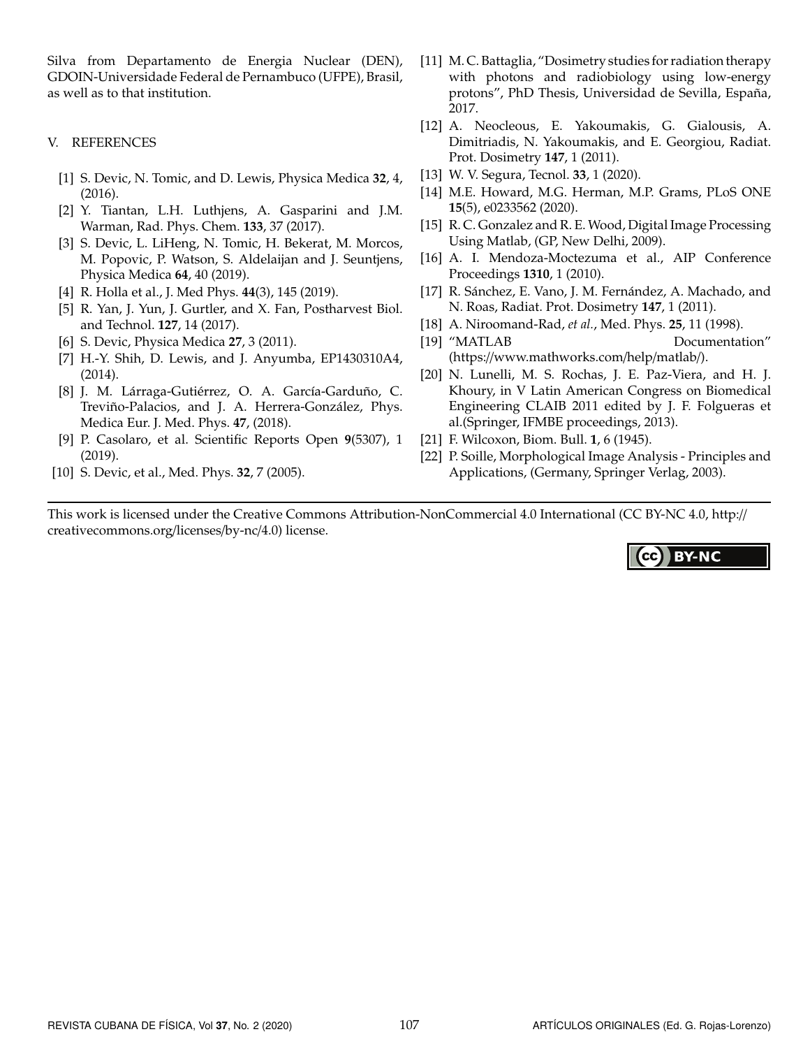Silva from Departamento de Energia Nuclear (DEN), GDOIN-Universidade Federal de Pernambuco (UFPE), Brasil, as well as to that institution.

## V. REFERENCES

[1] S. Devic, N. Tomic, and D. Lewis, Physica Medica **32**, 4, (2016).

[2] Y. Tiantan, L.H. Luthjens, A. Gasparini and J.M. Warman, Rad. Phys. Chem. **133**, 37 (2017).

[3] S. Devic, L. LiHeng, N. Tomic, H. Bekerat, M. Morcos, M. Popovic, P. Watson, S. Aldelaijan and J. Seuntjens, Physica Medica **64**, 40 (2019).

[4] R. Holla et al., J. Med Phys. **44**(3), 145 (2019).

[5] R. Yan, J. Yun, J. Gurtler, and X. Fan, Postharvest Biol. and Technol. **127**, 14 (2017).

[6] S. Devic, Physica Medica **27**, 3 (2011).

[7] H.-Y. Shih, D. Lewis, and J. Anyumba, EP1430310A4, (2014).

[8] J. M. Lárraga-Gutiérrez, O. A. García-Garduño, C. Treviño-Palacios, and J. A. Herrera-González, Phys. Medica Eur. J. Med. Phys. **47**, (2018).

[9] P. Casolaro, et al. Scientific Reports Open **9**(5307), 1 (2019).

[10] S. Devic, et al., Med. Phys. **32**, 7 (2005).

[11] M. C. Battaglia, "Dosimetry studies for radiation therapy with photons and radiobiology using low-energy protons", PhD Thesis, Universidad de Sevilla, España, 2017.

[12] A. Neocleous, E. Yakoumakis, G. Gialousis, A. Dimitriadis, N. Yakoumakis, and E. Georgiou, Radiat. Prot. Dosimetry **147**, 1 (2011).

[13] W. V. Segura, Tecnol. **33**, 1 (2020).

[14] M.E. Howard, M.G. Herman, M.P. Grams, PLoS ONE **15**(5), e0233562 (2020).

[15] R. C. Gonzalez and R. E. Wood, Digital Image Processing Using Matlab, (GP, New Delhi, 2009).

[16] A. I. Mendoza-Moctezuma et al., AIP Conference Proceedings **1310**, 1 (2010).

[17] R. Sánchez, E. Vano, J. M. Fernández, A. Machado, and N. Roas, Radiat. Prot. Dosimetry **147**, 1 (2011).

[18] A. Niroomand-Rad, *et al.*, Med. Phys. **25**, 11 (1998).

[19] "MATLAB Documentation" (https://www.mathworks.com/help/matlab/).

[20] N. Lunelli, M. S. Rochas, J. E. Paz-Viera, and H. J. Khoury, in V Latin American Congress on Biomedical Engineering CLAIB 2011 edited by J. F. Folgueras et al.(Springer, IFMBE proceedings, 2013).

[21] F. Wilcoxon, Biom. Bull. **1**, 6 (1945).

[22] P. Soille, Morphological Image Analysis - Principles and Applications, (Germany, Springer Verlag, 2003).

---

This work is licensed under the Creative Commons Attribution-NonCommercial 4.0 International (CC BY-NC 4.0, http://creativecommons.org/licenses/by-nc/4.0) license.